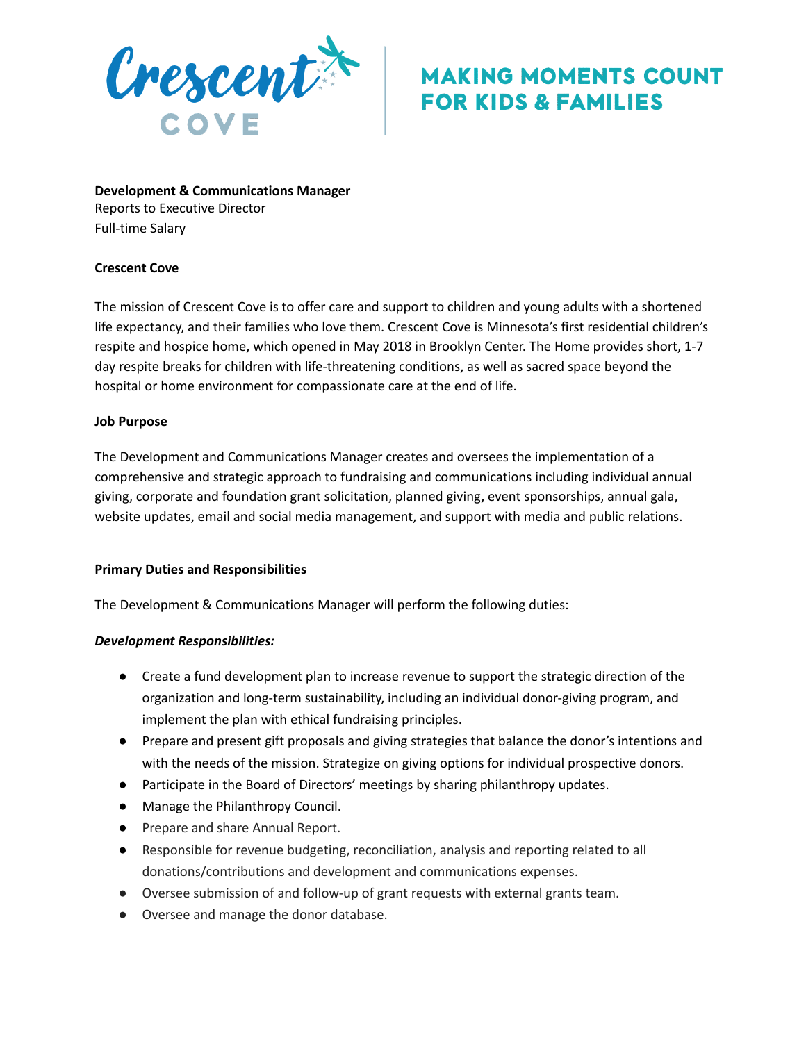Crescent COVE | MAKING MOMENTS COUNT FOR KIDS & FAMILIES

**Development & Communications Manager**
Reports to Executive Director
Full-time Salary

**Crescent Cove**

The mission of Crescent Cove is to offer care and support to children and young adults with a shortened life expectancy, and their families who love them. Crescent Cove is Minnesota's first residential children's respite and hospice home, which opened in May 2018 in Brooklyn Center. The Home provides short, 1-7 day respite breaks for children with life-threatening conditions, as well as sacred space beyond the hospital or home environment for compassionate care at the end of life.

**Job Purpose**

The Development and Communications Manager creates and oversees the implementation of a comprehensive and strategic approach to fundraising and communications including individual annual giving, corporate and foundation grant solicitation, planned giving, event sponsorships, annual gala, website updates, email and social media management, and support with media and public relations.

**Primary Duties and Responsibilities**

The Development & Communications Manager will perform the following duties:

***Development Responsibilities:***

- Create a fund development plan to increase revenue to support the strategic direction of the organization and long-term sustainability, including an individual donor-giving program, and implement the plan with ethical fundraising principles.
- Prepare and present gift proposals and giving strategies that balance the donor's intentions and with the needs of the mission. Strategize on giving options for individual prospective donors.
- Participate in the Board of Directors' meetings by sharing philanthropy updates.
- Manage the Philanthropy Council.
- Prepare and share Annual Report.
- Responsible for revenue budgeting, reconciliation, analysis and reporting related to all donations/contributions and development and communications expenses.
- Oversee submission of and follow-up of grant requests with external grants team.
- Oversee and manage the donor database.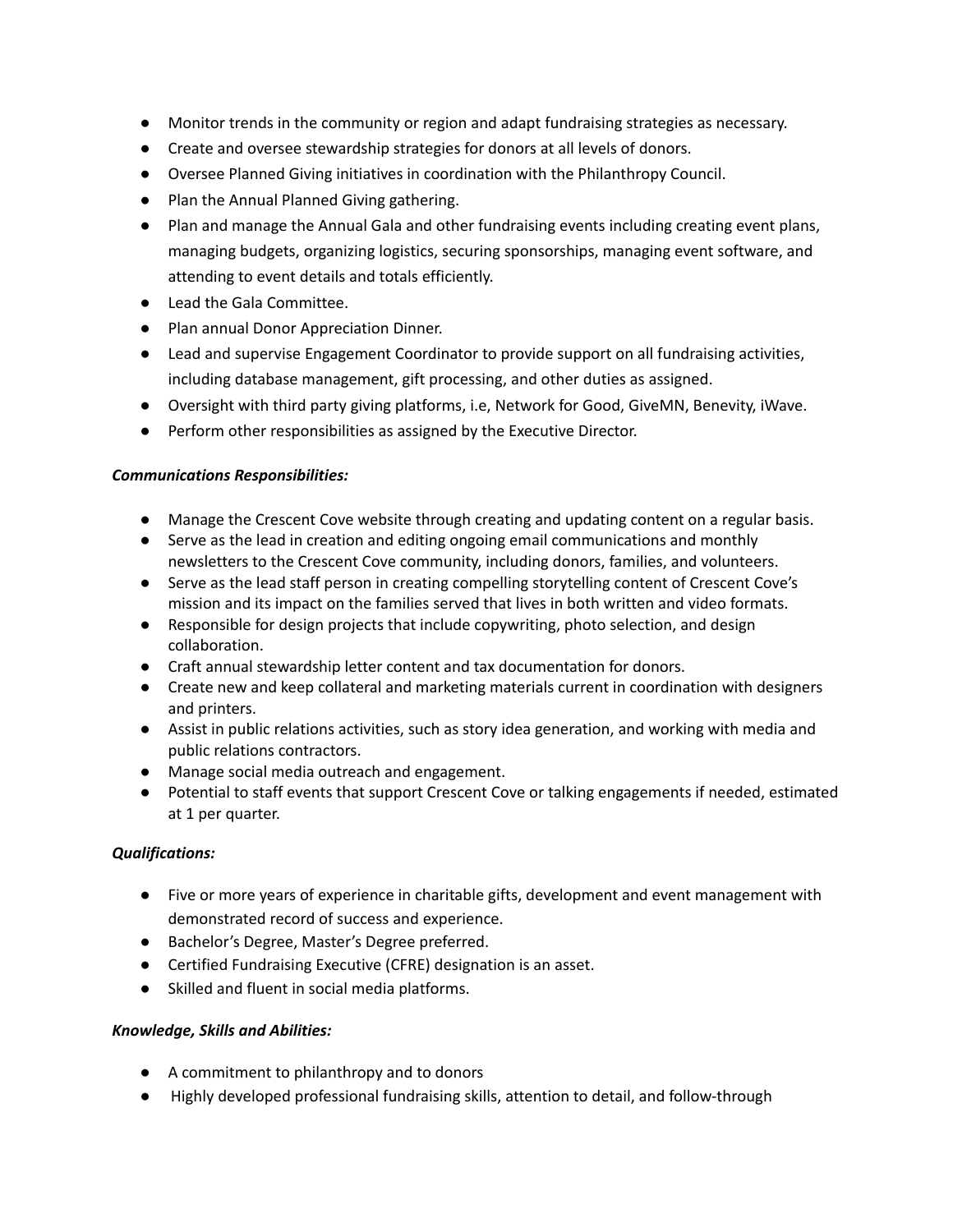- Monitor trends in the community or region and adapt fundraising strategies as necessary.
- Create and oversee stewardship strategies for donors at all levels of donors.
- Oversee Planned Giving initiatives in coordination with the Philanthropy Council.
- Plan the Annual Planned Giving gathering.
- Plan and manage the Annual Gala and other fundraising events including creating event plans, managing budgets, organizing logistics, securing sponsorships, managing event software, and attending to event details and totals efficiently.
- Lead the Gala Committee.
- Plan annual Donor Appreciation Dinner.
- Lead and supervise Engagement Coordinator to provide support on all fundraising activities, including database management, gift processing, and other duties as assigned.
- Oversight with third party giving platforms, i.e, Network for Good, GiveMN, Benevity, iWave.
- Perform other responsibilities as assigned by the Executive Director.

***Communications Responsibilities:***

- Manage the Crescent Cove website through creating and updating content on a regular basis.
- Serve as the lead in creation and editing ongoing email communications and monthly newsletters to the Crescent Cove community, including donors, families, and volunteers.
- Serve as the lead staff person in creating compelling storytelling content of Crescent Cove's mission and its impact on the families served that lives in both written and video formats.
- Responsible for design projects that include copywriting, photo selection, and design collaboration.
- Craft annual stewardship letter content and tax documentation for donors.
- Create new and keep collateral and marketing materials current in coordination with designers and printers.
- Assist in public relations activities, such as story idea generation, and working with media and public relations contractors.
- Manage social media outreach and engagement.
- Potential to staff events that support Crescent Cove or talking engagements if needed, estimated at 1 per quarter.

***Qualifications:***

- Five or more years of experience in charitable gifts, development and event management with demonstrated record of success and experience.
- Bachelor's Degree, Master's Degree preferred.
- Certified Fundraising Executive (CFRE) designation is an asset.
- Skilled and fluent in social media platforms.

***Knowledge, Skills and Abilities:***

- A commitment to philanthropy and to donors
- Highly developed professional fundraising skills, attention to detail, and follow-through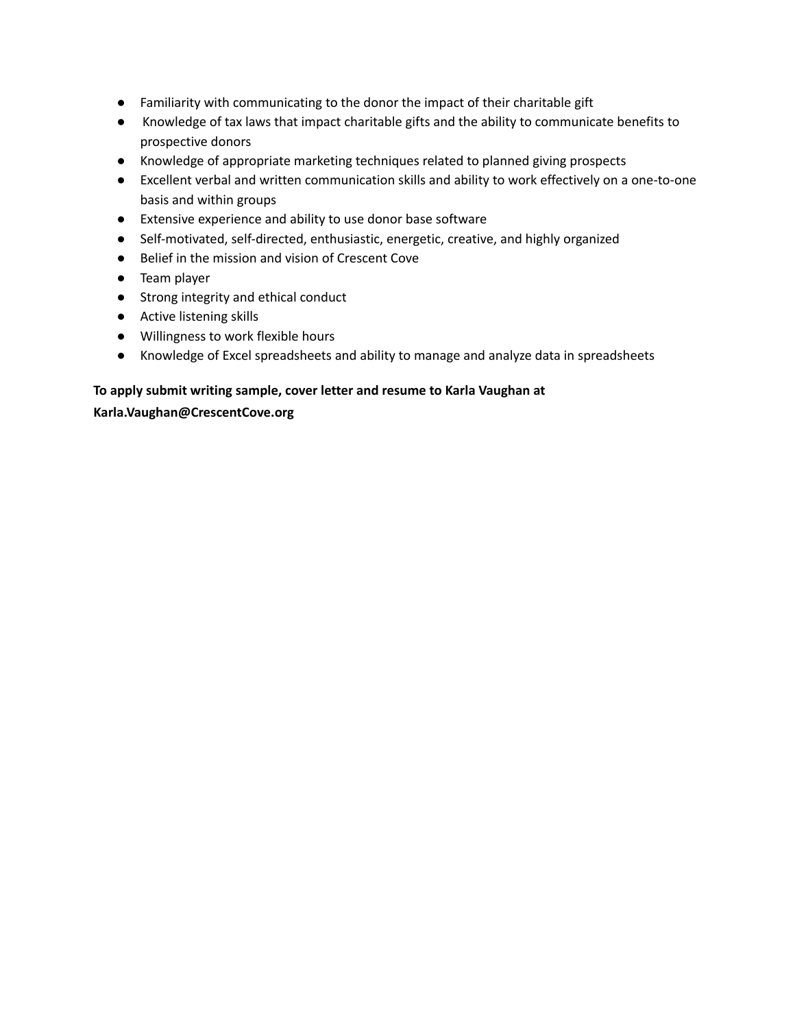- Familiarity with communicating to the donor the impact of their charitable gift
- Knowledge of tax laws that impact charitable gifts and the ability to communicate benefits to prospective donors
- Knowledge of appropriate marketing techniques related to planned giving prospects
- Excellent verbal and written communication skills and ability to work effectively on a one-to-one basis and within groups
- Extensive experience and ability to use donor base software
- Self-motivated, self-directed, enthusiastic, energetic, creative, and highly organized
- Belief in the mission and vision of Crescent Cove
- Team player
- Strong integrity and ethical conduct
- Active listening skills
- Willingness to work flexible hours
- Knowledge of Excel spreadsheets and ability to manage and analyze data in spreadsheets

**To apply submit writing sample, cover letter and resume to Karla Vaughan at Karla.Vaughan@CrescentCove.org**